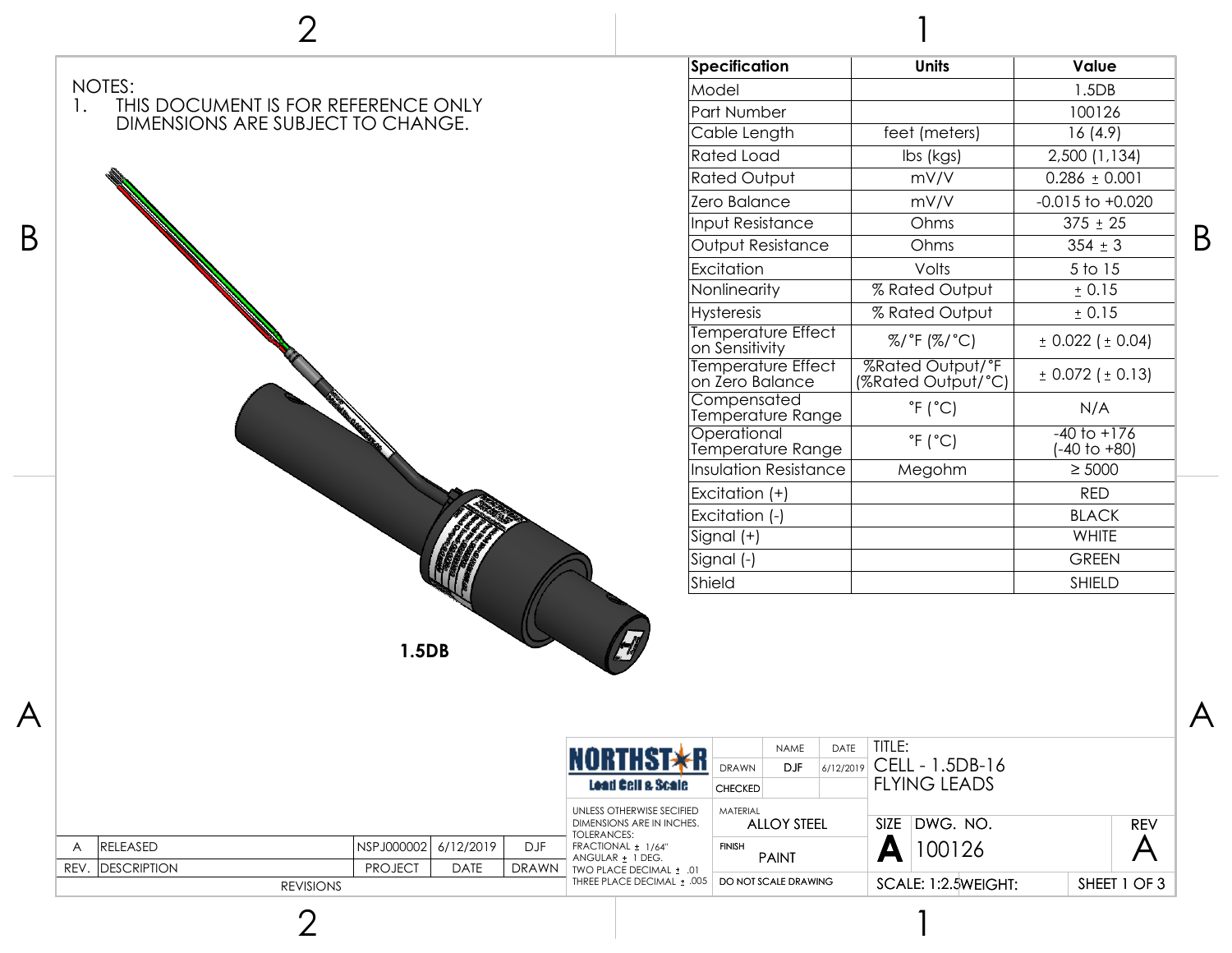NOTES:

1. THIS DOCUMENT IS FOR REFERENCE ONLY DIMENSIONS ARE SUBJECT TO CHANGE.

**1.5DB**

| Specification | Units | Value |
|---|---|---|
| Model | | 1.5DB |
| Part Number | | 100126 |
| Cable Length | feet (meters) | 16 (4.9) |
| Rated Load | lbs (kgs) | 2,500 (1,134) |
| Rated Output | mV/V | 0.286 ± 0.001 |
| Zero Balance | mV/V | -0.015 to +0.020 |
| Input Resistance | Ohms | 375 ± 25 |
| Output Resistance | Ohms | 354 ± 3 |
| Excitation | Volts | 5 to 15 |
| Nonlinearity | % Rated Output | ± 0.15 |
| Hysteresis | % Rated Output | ± 0.15 |
| Temperature Effect on Sensitivity | %/°F (%/°C) | ± 0.022 (± 0.04) |
| Temperature Effect on Zero Balance | %Rated Output/°F (%Rated Output/°C) | ± 0.072 (± 0.13) |
| Compensated Temperature Range | °F (°C) | N/A |
| Operational Temperature Range | °F (°C) | -40 to +176 (-40 to +80) |
| Insulation Resistance | Megohm | ≥ 5000 |
| Excitation (+) | | RED |
| Excitation (-) | | BLACK |
| Signal (+) | | WHITE |
| Signal (-) | | GREEN |
| Shield | | SHIELD |

| REV. | DESCRIPTION | PROJECT | DATE | DRAWN |
|---|---|---|---|---|
| A | RELEASED | NSPJ000002 | 6/12/2019 | DJF |

REVISIONS

NORTHSTAR Load Cell & Scale

UNLESS OTHERWISE SECIFIED DIMENSIONS ARE IN INCHES.
TOLERANCES:
FRACTIONAL ± 1/64"
ANGULAR ± 1 DEG.
TWO PLACE DECIMAL ± .01
THREE PLACE DECIMAL ± .005

| | NAME | DATE |
|---|---|---|
| DRAWN | DJF | 6/12/2019 |
| CHECKED | | |

MATERIAL: ALLOY STEEL

FINISH: PAINT

DO NOT SCALE DRAWING

TITLE: CELL - 1.5DB-16 FLYING LEADS

SIZE: A | DWG. NO.: 100126 | REV: A

SCALE: 1:2.5 | WEIGHT: | SHEET 1 OF 3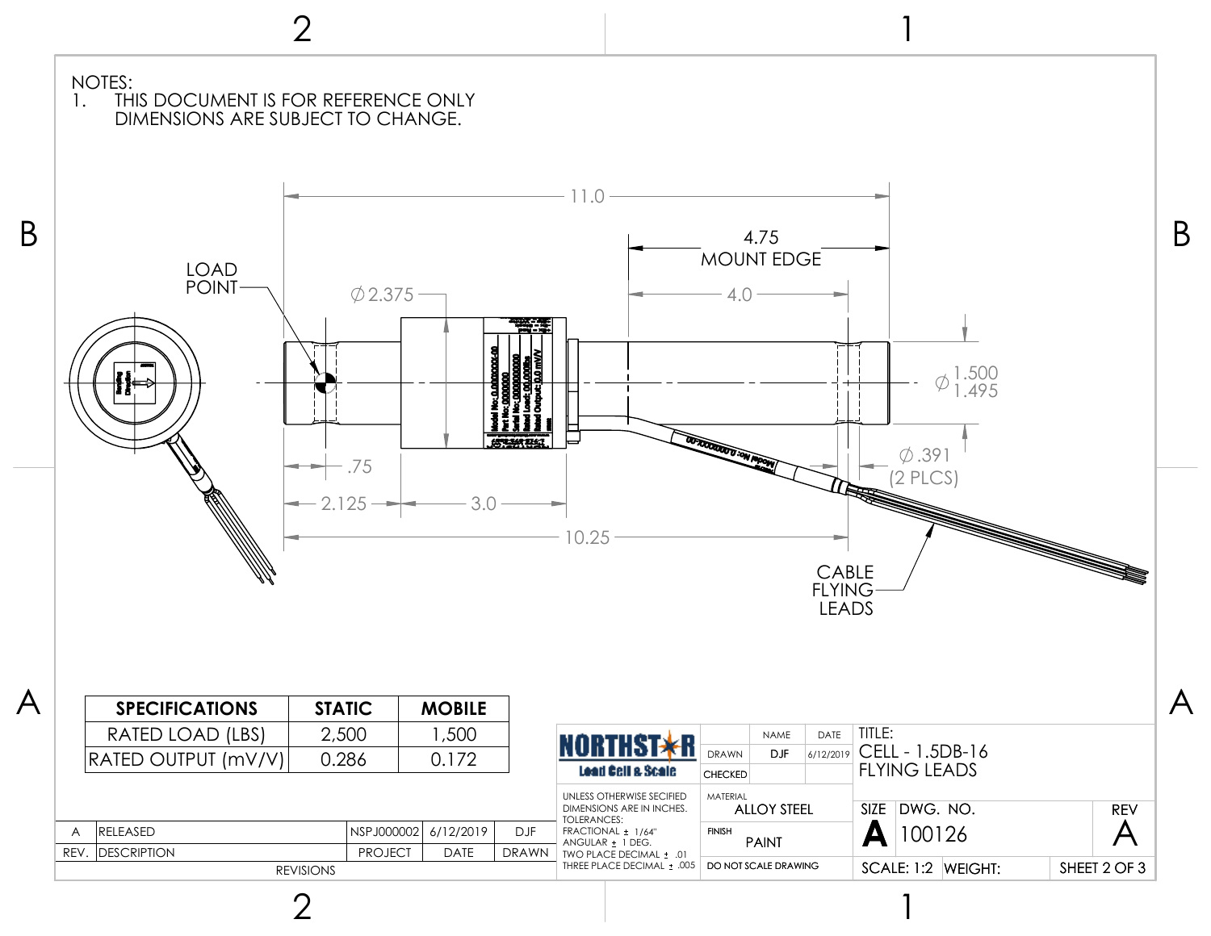NOTES:

1. THIS DOCUMENT IS FOR REFERENCE ONLY DIMENSIONS ARE SUBJECT TO CHANGE.

LOAD POINT

11.0

4.75 MOUNT EDGE

4.0

Ø 2.375

Ø 1.500 / 1.495

Ø .391 (2 PLCS)

.75

2.125

3.0

10.25

CABLE FLYING LEADS

| SPECIFICATIONS | STATIC | MOBILE |
| --- | --- | --- |
| RATED LOAD (LBS) | 2,500 | 1,500 |
| RATED OUTPUT (mV/V) | 0.286 | 0.172 |

| REV. | DESCRIPTION | PROJECT | DATE | DRAWN |
| --- | --- | --- | --- | --- |
| A | RELEASED | NSPJ000002 | 6/12/2019 | DJF |

REVISIONS

NORTHSTAR Load Cell & Scale

UNLESS OTHERWISE SECIFIED DIMENSIONS ARE IN INCHES.
TOLERANCES:
FRACTIONAL ± 1/64"
ANGULAR ± 1 DEG.
TWO PLACE DECIMAL ± .01
THREE PLACE DECIMAL ± .005

| | NAME | DATE |
| --- | --- | --- |
| DRAWN | DJF | 6/12/2019 |
| CHECKED | | |

MATERIAL: ALLOY STEEL

FINISH: PAINT

DO NOT SCALE DRAWING

TITLE: CELL - 1.5DB-16 FLYING LEADS

SIZE: A | DWG. NO.: 100126 | REV: A

SCALE: 1:2 | WEIGHT: | SHEET 2 OF 3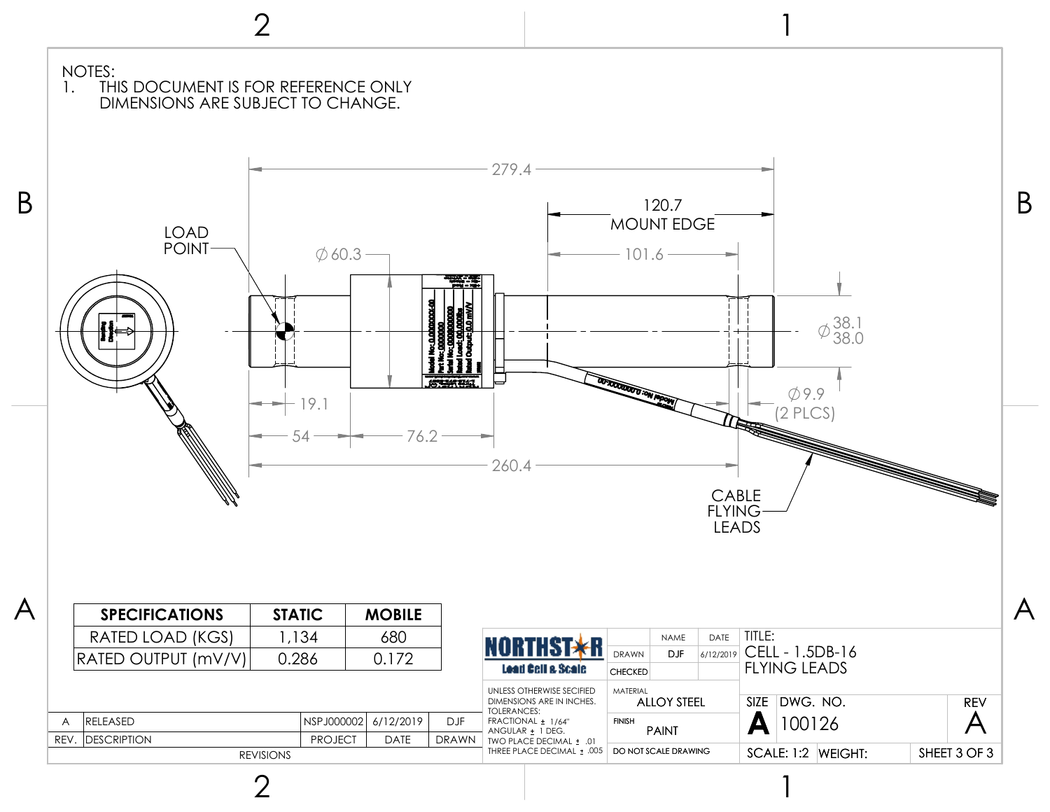NOTES:
1. THIS DOCUMENT IS FOR REFERENCE ONLY DIMENSIONS ARE SUBJECT TO CHANGE.

279.4

120.7 MOUNT EDGE

101.6

LOAD POINT

∅ 60.3

∅ 38.1 / 38.0

∅ 9.9 (2 PLCS)

19.1

54

76.2

260.4

CABLE FLYING LEADS

| SPECIFICATIONS | STATIC | MOBILE |
| --- | --- | --- |
| RATED LOAD (KGS) | 1,134 | 680 |
| RATED OUTPUT (mV/V) | 0.286 | 0.172 |

REVISIONS

| REV. | DESCRIPTION | PROJECT | DATE | DRAWN |
| --- | --- | --- | --- | --- |
| A | RELEASED | NSPJ000002 | 6/12/2019 | DJF |

NORTHSTAR Load Cell & Scale

UNLESS OTHERWISE SECIFIED DIMENSIONS ARE IN INCHES.
TOLERANCES:
FRACTIONAL ± 1/64"
ANGULAR ± 1 DEG.
TWO PLACE DECIMAL ± .01
THREE PLACE DECIMAL ± .005

| | NAME | DATE |
| --- | --- | --- |
| DRAWN | DJF | 6/12/2019 |
| CHECKED | | |

MATERIAL: ALLOY STEEL

FINISH: PAINT

DO NOT SCALE DRAWING

TITLE: CELL - 1.5DB-16 FLYING LEADS

SIZE: A

DWG. NO.: 100126

REV: A

SCALE: 1:2

WEIGHT:

SHEET 3 OF 3